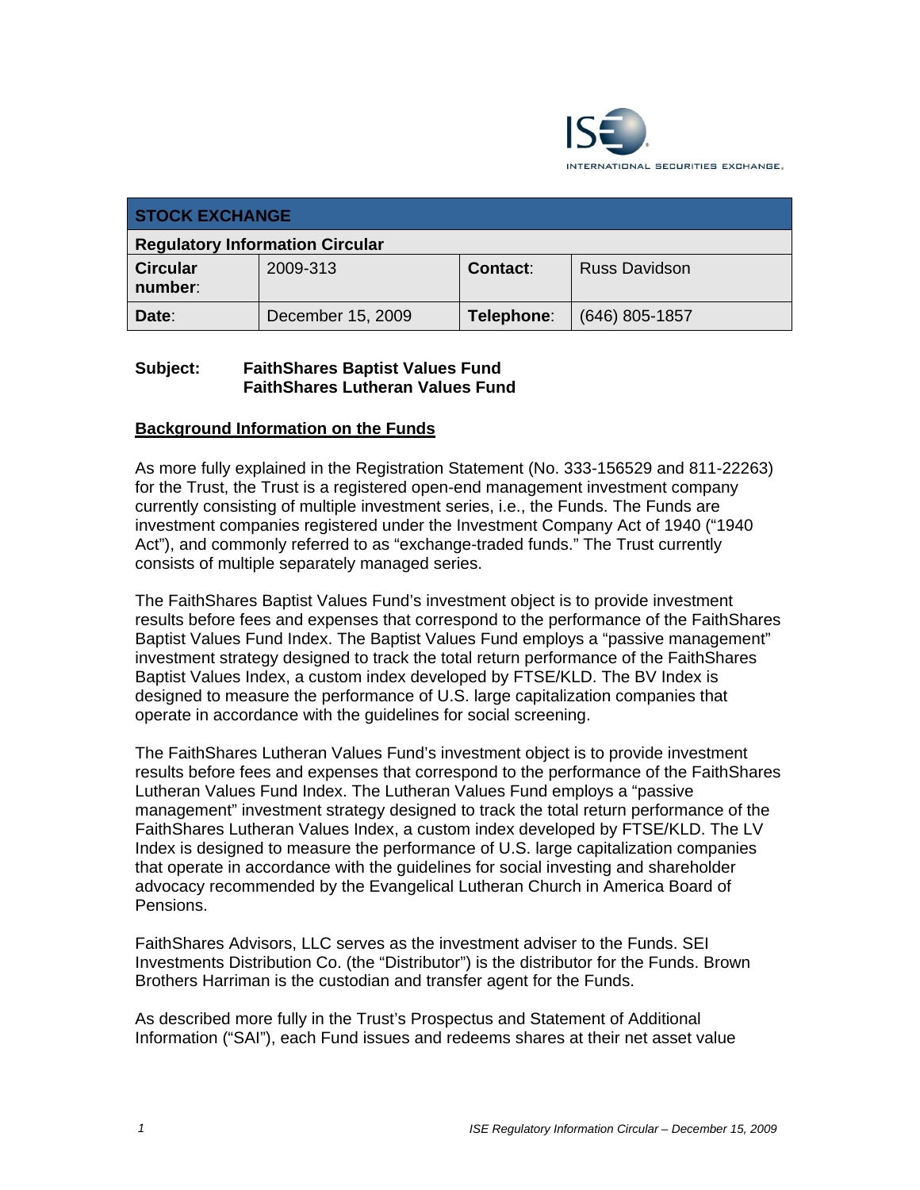| STOCK EXCHANGE | | | |
|---|---|---|---|
| **Regulatory Information Circular** | | | |
| **Circular number:** | 2009-313 | **Contact:** | Russ Davidson |
| **Date:** | December 15, 2009 | **Telephone:** | (646) 805-1857 |

**Subject: FaithShares Baptist Values Fund**
**FaithShares Lutheran Values Fund**

## Background Information on the Funds

As more fully explained in the Registration Statement (No. 333-156529 and 811-22263) for the Trust, the Trust is a registered open-end management investment company currently consisting of multiple investment series, i.e., the Funds. The Funds are investment companies registered under the Investment Company Act of 1940 ("1940 Act"), and commonly referred to as "exchange-traded funds." The Trust currently consists of multiple separately managed series.

The FaithShares Baptist Values Fund's investment object is to provide investment results before fees and expenses that correspond to the performance of the FaithShares Baptist Values Fund Index. The Baptist Values Fund employs a "passive management" investment strategy designed to track the total return performance of the FaithShares Baptist Values Index, a custom index developed by FTSE/KLD. The BV Index is designed to measure the performance of U.S. large capitalization companies that operate in accordance with the guidelines for social screening.

The FaithShares Lutheran Values Fund's investment object is to provide investment results before fees and expenses that correspond to the performance of the FaithShares Lutheran Values Fund Index. The Lutheran Values Fund employs a "passive management" investment strategy designed to track the total return performance of the FaithShares Lutheran Values Index, a custom index developed by FTSE/KLD. The LV Index is designed to measure the performance of U.S. large capitalization companies that operate in accordance with the guidelines for social investing and shareholder advocacy recommended by the Evangelical Lutheran Church in America Board of Pensions.

FaithShares Advisors, LLC serves as the investment adviser to the Funds. SEI Investments Distribution Co. (the "Distributor") is the distributor for the Funds. Brown Brothers Harriman is the custodian and transfer agent for the Funds.

As described more fully in the Trust's Prospectus and Statement of Additional Information ("SAI"), each Fund issues and redeems shares at their net asset value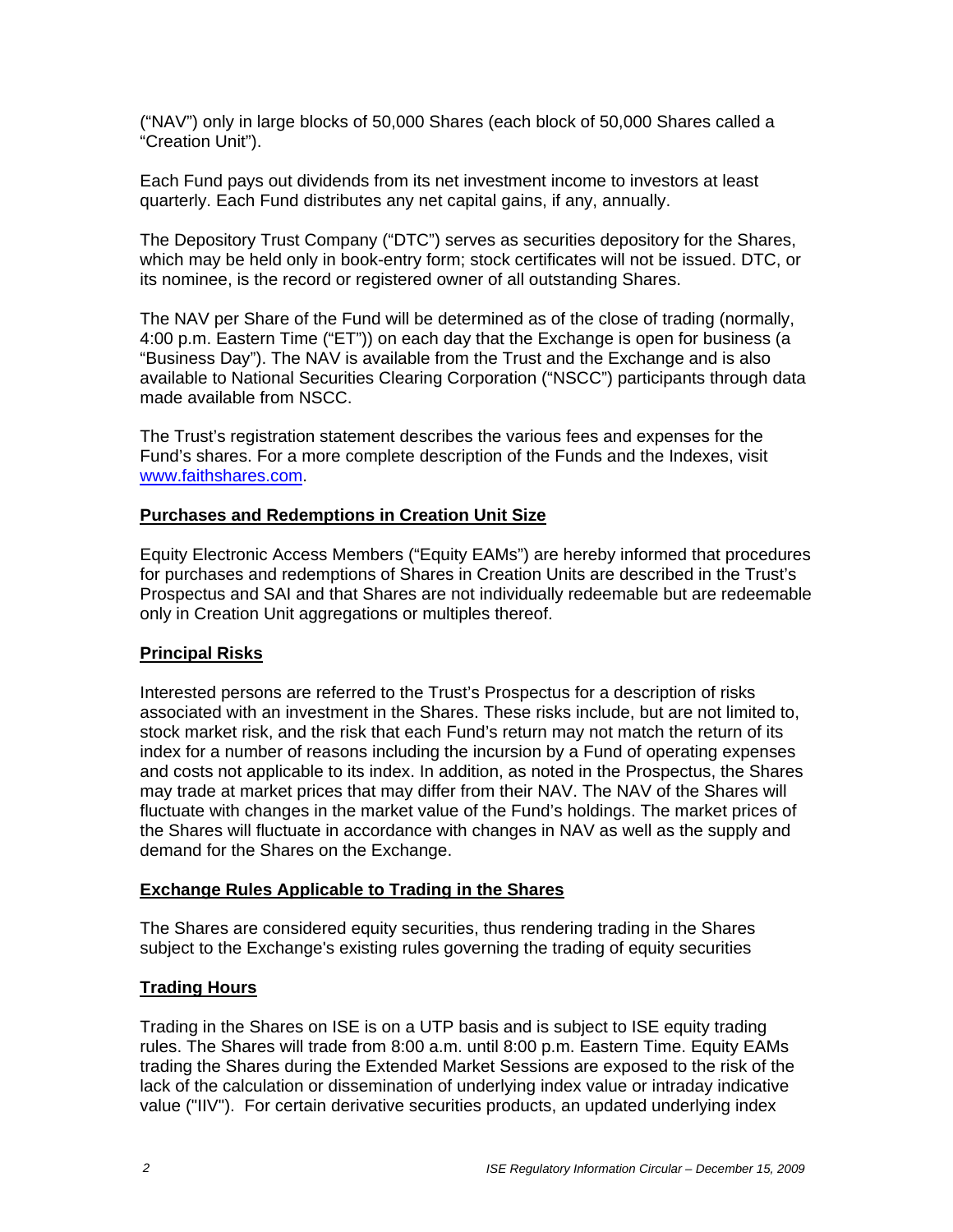("NAV") only in large blocks of 50,000 Shares (each block of 50,000 Shares called a "Creation Unit").

Each Fund pays out dividends from its net investment income to investors at least quarterly. Each Fund distributes any net capital gains, if any, annually.

The Depository Trust Company ("DTC") serves as securities depository for the Shares, which may be held only in book-entry form; stock certificates will not be issued. DTC, or its nominee, is the record or registered owner of all outstanding Shares.

The NAV per Share of the Fund will be determined as of the close of trading (normally, 4:00 p.m. Eastern Time ("ET")) on each day that the Exchange is open for business (a "Business Day"). The NAV is available from the Trust and the Exchange and is also available to National Securities Clearing Corporation ("NSCC") participants through data made available from NSCC.

The Trust's registration statement describes the various fees and expenses for the Fund's shares. For a more complete description of the Funds and the Indexes, visit www.faithshares.com.

**Purchases and Redemptions in Creation Unit Size**

Equity Electronic Access Members ("Equity EAMs") are hereby informed that procedures for purchases and redemptions of Shares in Creation Units are described in the Trust's Prospectus and SAI and that Shares are not individually redeemable but are redeemable only in Creation Unit aggregations or multiples thereof.

**Principal Risks**

Interested persons are referred to the Trust's Prospectus for a description of risks associated with an investment in the Shares. These risks include, but are not limited to, stock market risk, and the risk that each Fund's return may not match the return of its index for a number of reasons including the incursion by a Fund of operating expenses and costs not applicable to its index. In addition, as noted in the Prospectus, the Shares may trade at market prices that may differ from their NAV. The NAV of the Shares will fluctuate with changes in the market value of the Fund's holdings. The market prices of the Shares will fluctuate in accordance with changes in NAV as well as the supply and demand for the Shares on the Exchange.

**Exchange Rules Applicable to Trading in the Shares**

The Shares are considered equity securities, thus rendering trading in the Shares subject to the Exchange's existing rules governing the trading of equity securities

**Trading Hours**

Trading in the Shares on ISE is on a UTP basis and is subject to ISE equity trading rules. The Shares will trade from 8:00 a.m. until 8:00 p.m. Eastern Time. Equity EAMs trading the Shares during the Extended Market Sessions are exposed to the risk of the lack of the calculation or dissemination of underlying index value or intraday indicative value ("IIV"). For certain derivative securities products, an updated underlying index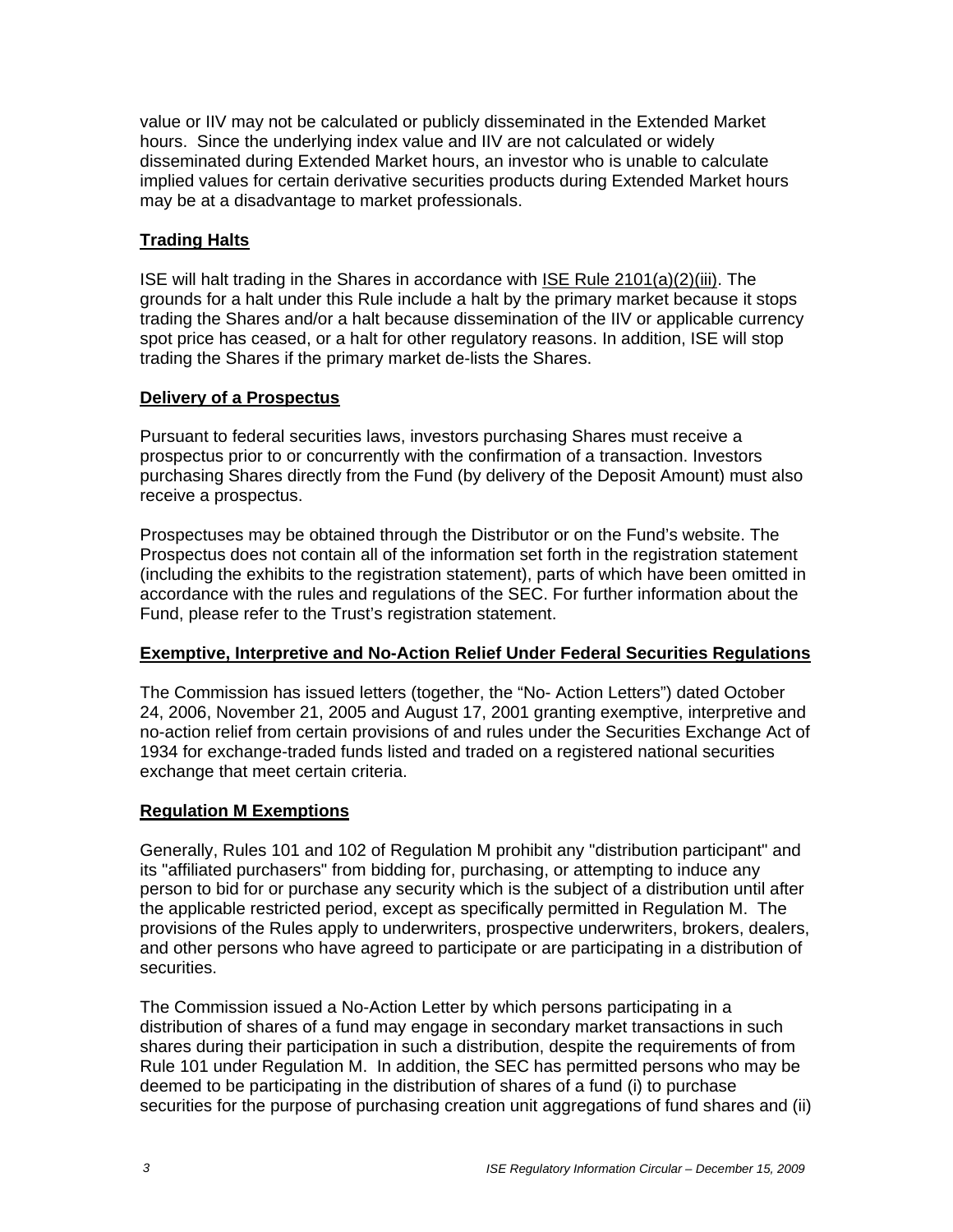value or IIV may not be calculated or publicly disseminated in the Extended Market hours. Since the underlying index value and IIV are not calculated or widely disseminated during Extended Market hours, an investor who is unable to calculate implied values for certain derivative securities products during Extended Market hours may be at a disadvantage to market professionals.

**Trading Halts**

ISE will halt trading in the Shares in accordance with ISE Rule 2101(a)(2)(iii). The grounds for a halt under this Rule include a halt by the primary market because it stops trading the Shares and/or a halt because dissemination of the IIV or applicable currency spot price has ceased, or a halt for other regulatory reasons. In addition, ISE will stop trading the Shares if the primary market de-lists the Shares.

**Delivery of a Prospectus**

Pursuant to federal securities laws, investors purchasing Shares must receive a prospectus prior to or concurrently with the confirmation of a transaction. Investors purchasing Shares directly from the Fund (by delivery of the Deposit Amount) must also receive a prospectus.

Prospectuses may be obtained through the Distributor or on the Fund's website. The Prospectus does not contain all of the information set forth in the registration statement (including the exhibits to the registration statement), parts of which have been omitted in accordance with the rules and regulations of the SEC. For further information about the Fund, please refer to the Trust's registration statement.

**Exemptive, Interpretive and No-Action Relief Under Federal Securities Regulations**

The Commission has issued letters (together, the "No- Action Letters") dated October 24, 2006, November 21, 2005 and August 17, 2001 granting exemptive, interpretive and no-action relief from certain provisions of and rules under the Securities Exchange Act of 1934 for exchange-traded funds listed and traded on a registered national securities exchange that meet certain criteria.

**Regulation M Exemptions**

Generally, Rules 101 and 102 of Regulation M prohibit any "distribution participant" and its "affiliated purchasers" from bidding for, purchasing, or attempting to induce any person to bid for or purchase any security which is the subject of a distribution until after the applicable restricted period, except as specifically permitted in Regulation M. The provisions of the Rules apply to underwriters, prospective underwriters, brokers, dealers, and other persons who have agreed to participate or are participating in a distribution of securities.

The Commission issued a No-Action Letter by which persons participating in a distribution of shares of a fund may engage in secondary market transactions in such shares during their participation in such a distribution, despite the requirements of from Rule 101 under Regulation M. In addition, the SEC has permitted persons who may be deemed to be participating in the distribution of shares of a fund (i) to purchase securities for the purpose of purchasing creation unit aggregations of fund shares and (ii)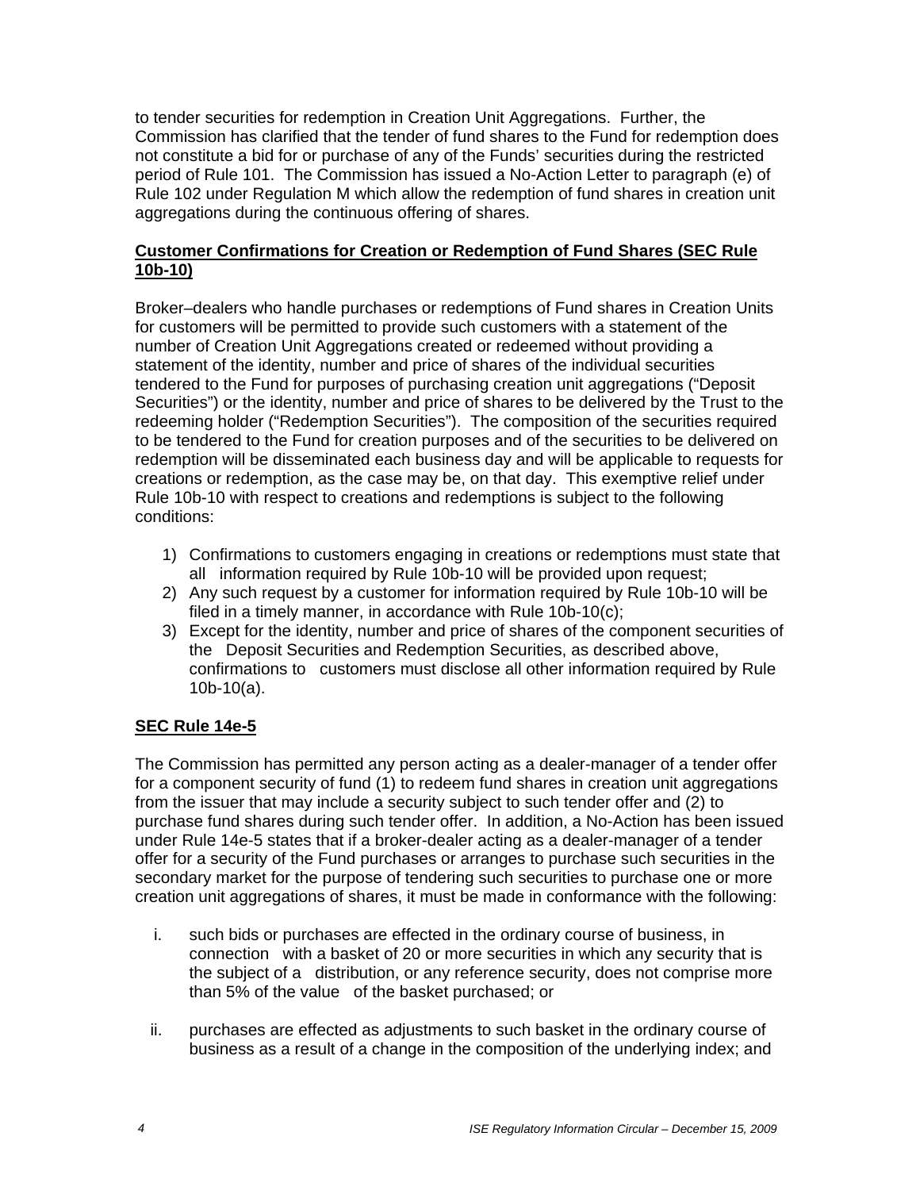to tender securities for redemption in Creation Unit Aggregations. Further, the Commission has clarified that the tender of fund shares to the Fund for redemption does not constitute a bid for or purchase of any of the Funds' securities during the restricted period of Rule 101. The Commission has issued a No-Action Letter to paragraph (e) of Rule 102 under Regulation M which allow the redemption of fund shares in creation unit aggregations during the continuous offering of shares.

**Customer Confirmations for Creation or Redemption of Fund Shares (SEC Rule 10b-10)**

Broker–dealers who handle purchases or redemptions of Fund shares in Creation Units for customers will be permitted to provide such customers with a statement of the number of Creation Unit Aggregations created or redeemed without providing a statement of the identity, number and price of shares of the individual securities tendered to the Fund for purposes of purchasing creation unit aggregations ("Deposit Securities") or the identity, number and price of shares to be delivered by the Trust to the redeeming holder ("Redemption Securities"). The composition of the securities required to be tendered to the Fund for creation purposes and of the securities to be delivered on redemption will be disseminated each business day and will be applicable to requests for creations or redemption, as the case may be, on that day. This exemptive relief under Rule 10b-10 with respect to creations and redemptions is subject to the following conditions:

1) Confirmations to customers engaging in creations or redemptions must state that all information required by Rule 10b-10 will be provided upon request;
2) Any such request by a customer for information required by Rule 10b-10 will be filed in a timely manner, in accordance with Rule 10b-10(c);
3) Except for the identity, number and price of shares of the component securities of the Deposit Securities and Redemption Securities, as described above, confirmations to customers must disclose all other information required by Rule 10b-10(a).

**SEC Rule 14e-5**

The Commission has permitted any person acting as a dealer-manager of a tender offer for a component security of fund (1) to redeem fund shares in creation unit aggregations from the issuer that may include a security subject to such tender offer and (2) to purchase fund shares during such tender offer. In addition, a No-Action has been issued under Rule 14e-5 states that if a broker-dealer acting as a dealer-manager of a tender offer for a security of the Fund purchases or arranges to purchase such securities in the secondary market for the purpose of tendering such securities to purchase one or more creation unit aggregations of shares, it must be made in conformance with the following:

i. such bids or purchases are effected in the ordinary course of business, in connection with a basket of 20 or more securities in which any security that is the subject of a distribution, or any reference security, does not comprise more than 5% of the value of the basket purchased; or

ii. purchases are effected as adjustments to such basket in the ordinary course of business as a result of a change in the composition of the underlying index; and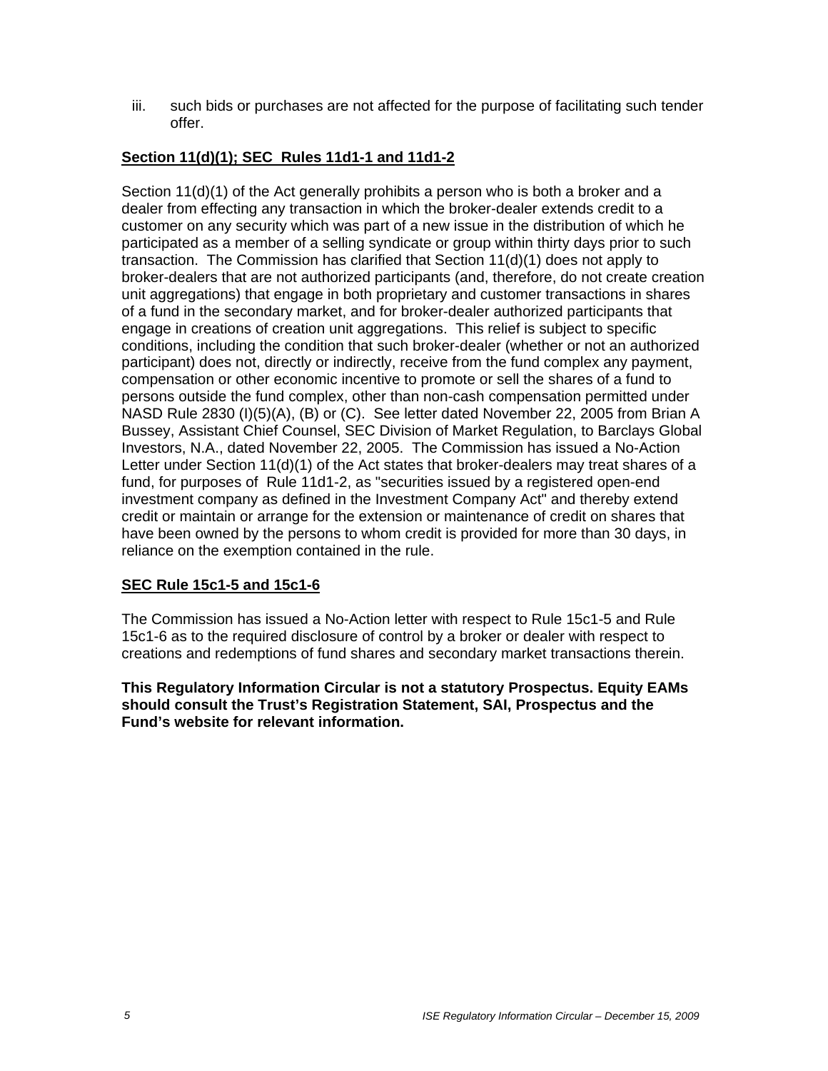iii. such bids or purchases are not affected for the purpose of facilitating such tender offer.

**Section 11(d)(1); SEC Rules 11d1-1 and 11d1-2**

Section 11(d)(1) of the Act generally prohibits a person who is both a broker and a dealer from effecting any transaction in which the broker-dealer extends credit to a customer on any security which was part of a new issue in the distribution of which he participated as a member of a selling syndicate or group within thirty days prior to such transaction. The Commission has clarified that Section 11(d)(1) does not apply to broker-dealers that are not authorized participants (and, therefore, do not create creation unit aggregations) that engage in both proprietary and customer transactions in shares of a fund in the secondary market, and for broker-dealer authorized participants that engage in creations of creation unit aggregations. This relief is subject to specific conditions, including the condition that such broker-dealer (whether or not an authorized participant) does not, directly or indirectly, receive from the fund complex any payment, compensation or other economic incentive to promote or sell the shares of a fund to persons outside the fund complex, other than non-cash compensation permitted under NASD Rule 2830 (I)(5)(A), (B) or (C). See letter dated November 22, 2005 from Brian A Bussey, Assistant Chief Counsel, SEC Division of Market Regulation, to Barclays Global Investors, N.A., dated November 22, 2005. The Commission has issued a No-Action Letter under Section 11(d)(1) of the Act states that broker-dealers may treat shares of a fund, for purposes of Rule 11d1-2, as "securities issued by a registered open-end investment company as defined in the Investment Company Act" and thereby extend credit or maintain or arrange for the extension or maintenance of credit on shares that have been owned by the persons to whom credit is provided for more than 30 days, in reliance on the exemption contained in the rule.

**SEC Rule 15c1-5 and 15c1-6**

The Commission has issued a No-Action letter with respect to Rule 15c1-5 and Rule 15c1-6 as to the required disclosure of control by a broker or dealer with respect to creations and redemptions of fund shares and secondary market transactions therein.

**This Regulatory Information Circular is not a statutory Prospectus. Equity EAMs should consult the Trust's Registration Statement, SAI, Prospectus and the Fund's website for relevant information.**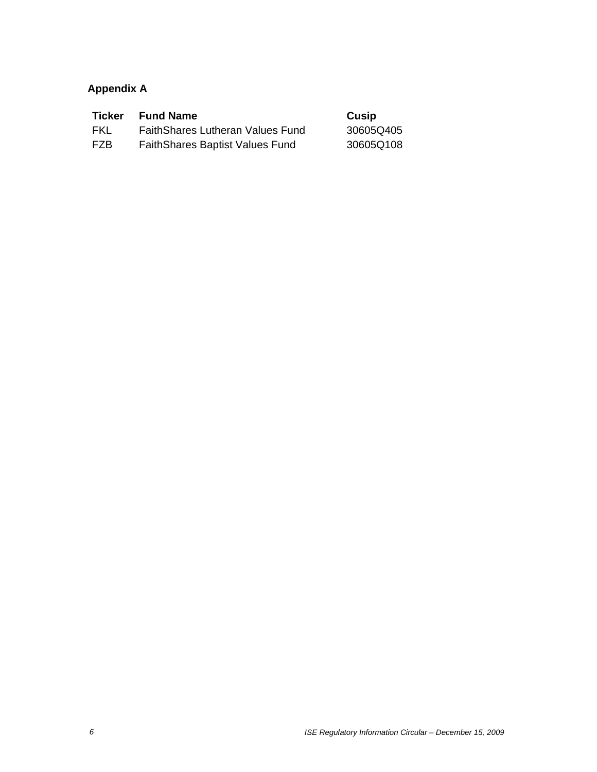**Appendix A**

| Ticker | Fund Name | Cusip |
|---|---|---|
| FKL | FaithShares Lutheran Values Fund | 30605Q405 |
| FZB | FaithShares Baptist Values Fund | 30605Q108 |